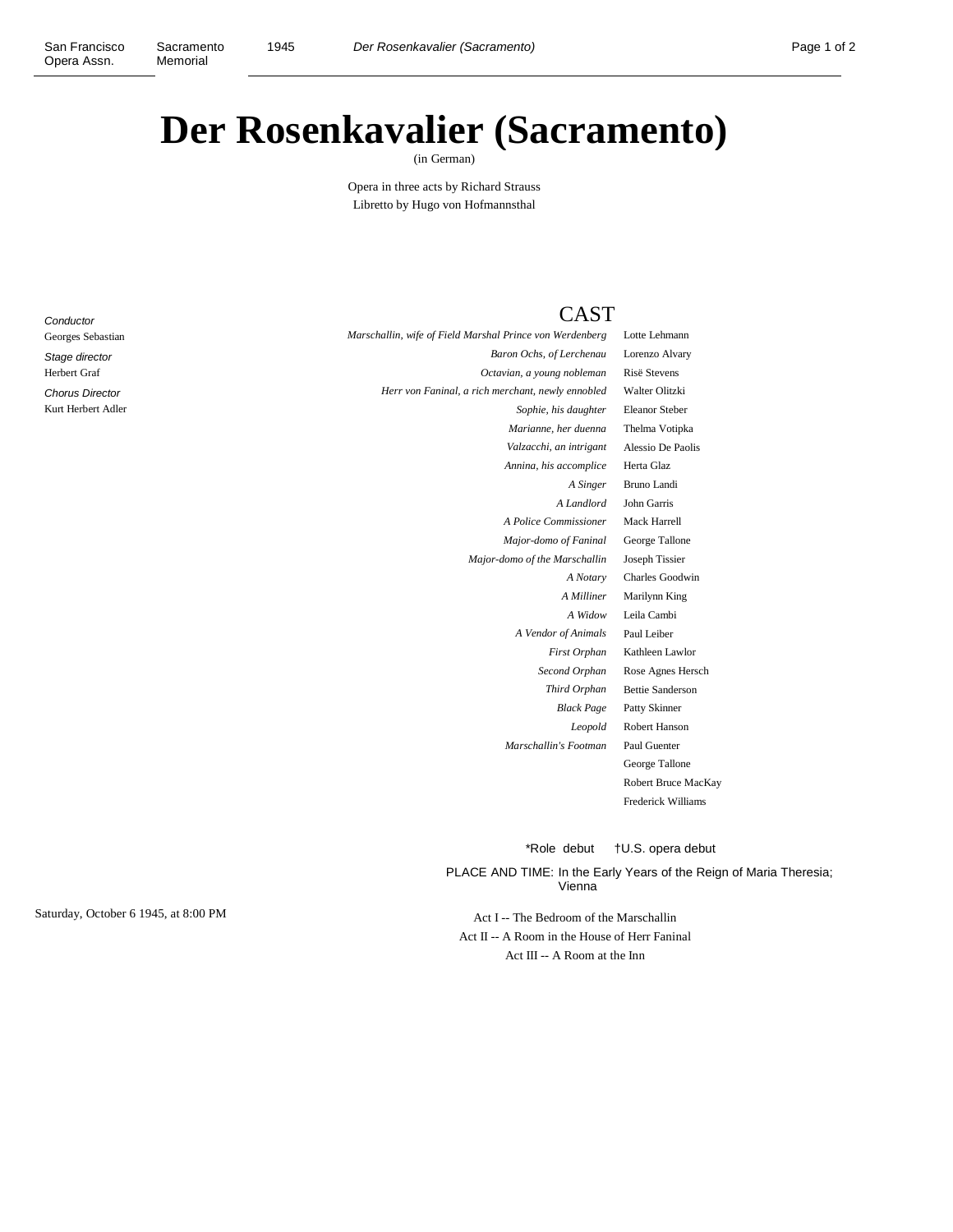# Der Rosenkavalier (Sacramento)

(in German)

Opera in three acts by Richard Strauss
Libretto by Hugo von Hofmannsthal

*Conductor*
Georges Sebastian

*Stage director*
Herbert Graf

*Chorus Director*
Kurt Herbert Adler

## CAST

| Role | Performer |
|---|---|
| *Marschallin, wife of Field Marshal Prince von Werdenberg* | Lotte Lehmann |
| *Baron Ochs, of Lerchenau* | Lorenzo Alvary |
| *Octavian, a young nobleman* | Risë Stevens |
| *Herr von Faninal, a rich merchant, newly ennobled* | Walter Olitzki |
| *Sophie, his daughter* | Eleanor Steber |
| *Marianne, her duenna* | Thelma Votipka |
| *Valzacchi, an intrigant* | Alessio De Paolis |
| *Annina, his accomplice* | Herta Glaz |
| *A Singer* | Bruno Landi |
| *A Landlord* | John Garris |
| *A Police Commissioner* | Mack Harrell |
| *Major-domo of Faninal* | George Tallone |
| *Major-domo of the Marschallin* | Joseph Tissier |
| *A Notary* | Charles Goodwin |
| *A Milliner* | Marilynn King |
| *A Widow* | Leila Cambi |
| *A Vendor of Animals* | Paul Leiber |
| *First Orphan* | Kathleen Lawlor |
| *Second Orphan* | Rose Agnes Hersch |
| *Third Orphan* | Bettie Sanderson |
| *Black Page* | Patty Skinner |
| *Leopold* | Robert Hanson |
| *Marschallin's Footman* | Paul Guenter |
| | George Tallone |
| | Robert Bruce MacKay |
| | Frederick Williams |

*Role debut †U.S. opera debut

PLACE AND TIME: In the Early Years of the Reign of Maria Theresia; Vienna

Saturday, October 6 1945, at 8:00 PM

Act I -- The Bedroom of the Marschallin
Act II -- A Room in the House of Herr Faninal
Act III -- A Room at the Inn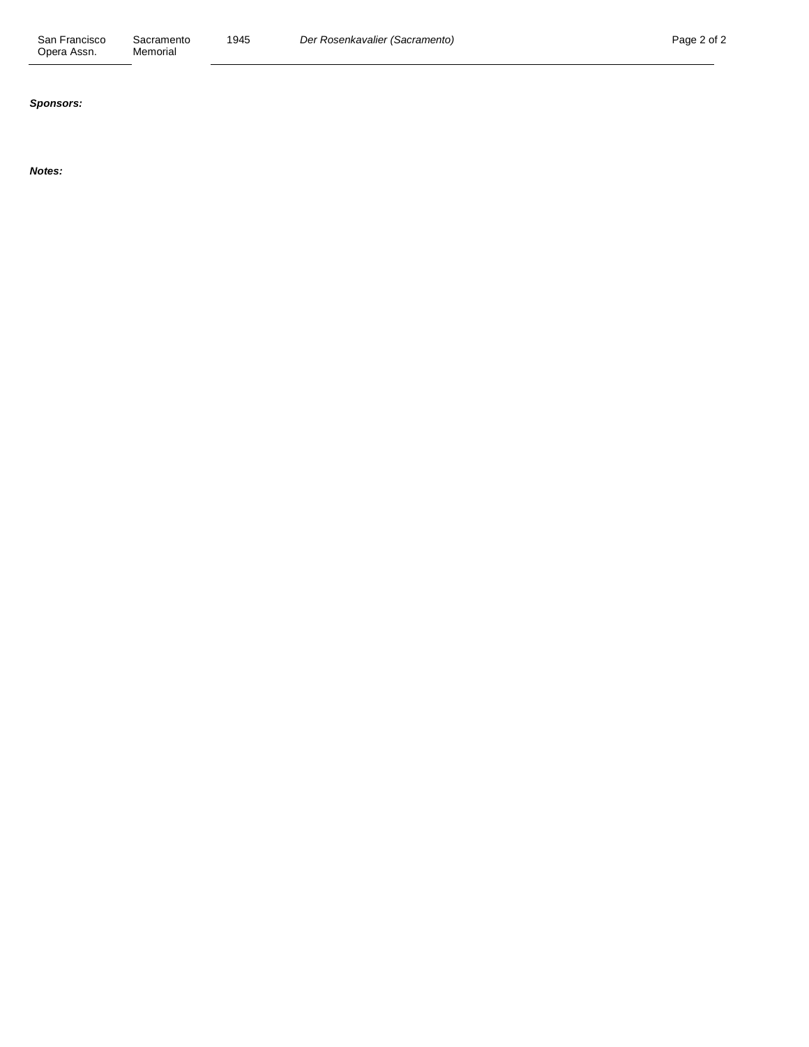***Sponsors:***

***Notes:***